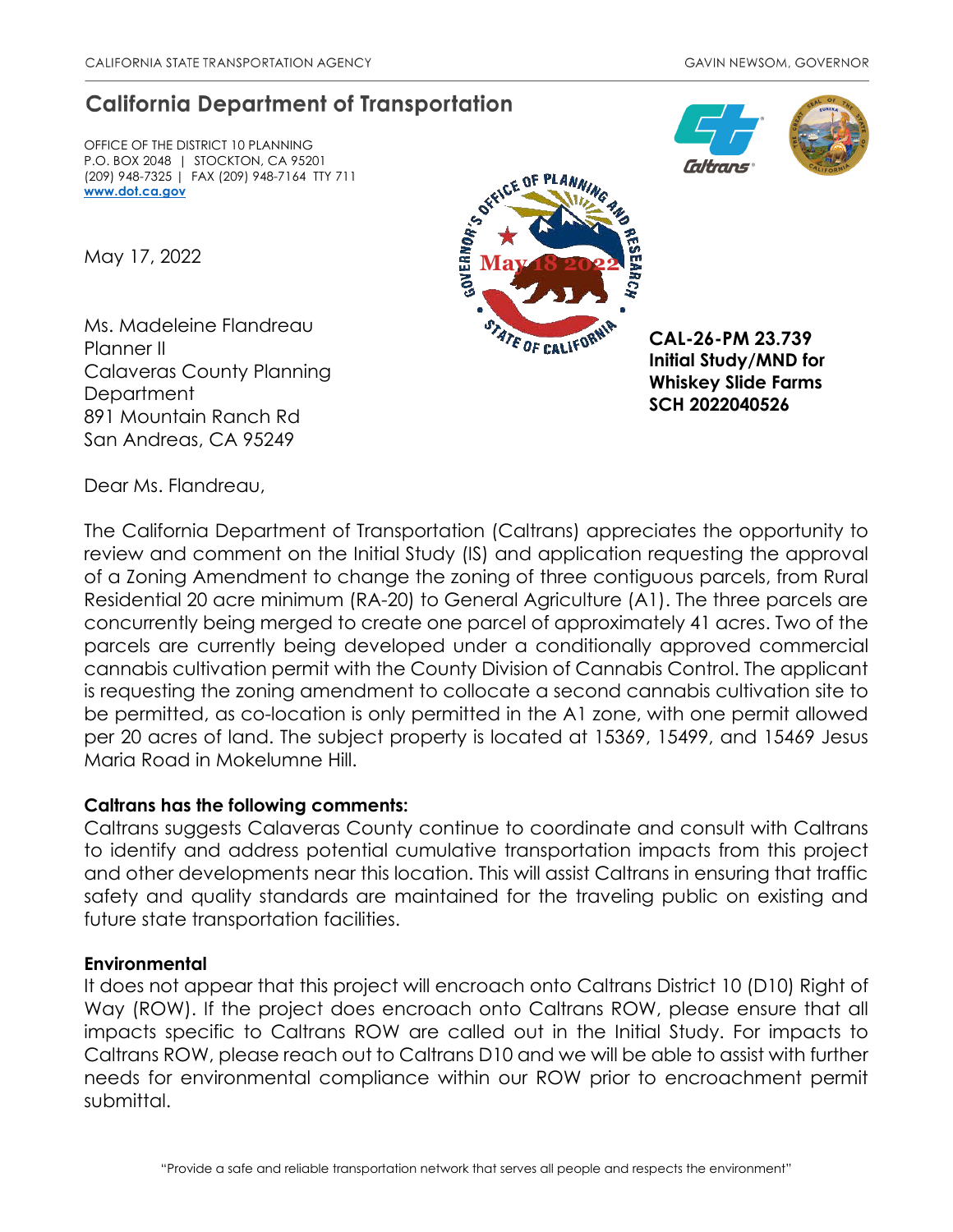CALIFORNIA STATE TRANSPORTATION AGENCY GAVIN NEWSOM, GOVERNOR

# California Department of Transportation

OFFICE OF THE DISTRICT 10 PLANNING
P.O. BOX 2048 | STOCKTON, CA 95201
(209) 948-7325 | FAX (209) 948-7164 TTY 711
**www.dot.ca.gov**

May 17, 2022

Ms. Madeleine Flandreau
Planner II
Calaveras County Planning Department
891 Mountain Ranch Rd
San Andreas, CA 95249

**CAL-26-PM 23.739**
**Initial Study/MND for Whiskey Slide Farms**
**SCH 2022040526**

Dear Ms. Flandreau,

The California Department of Transportation (Caltrans) appreciates the opportunity to review and comment on the Initial Study (IS) and application requesting the approval of a Zoning Amendment to change the zoning of three contiguous parcels, from Rural Residential 20 acre minimum (RA-20) to General Agriculture (A1). The three parcels are concurrently being merged to create one parcel of approximately 41 acres. Two of the parcels are currently being developed under a conditionally approved commercial cannabis cultivation permit with the County Division of Cannabis Control. The applicant is requesting the zoning amendment to collocate a second cannabis cultivation site to be permitted, as co-location is only permitted in the A1 zone, with one permit allowed per 20 acres of land. The subject property is located at 15369, 15499, and 15469 Jesus Maria Road in Mokelumne Hill.

**Caltrans has the following comments:**

Caltrans suggests Calaveras County continue to coordinate and consult with Caltrans to identify and address potential cumulative transportation impacts from this project and other developments near this location. This will assist Caltrans in ensuring that traffic safety and quality standards are maintained for the traveling public on existing and future state transportation facilities.

**Environmental**

It does not appear that this project will encroach onto Caltrans District 10 (D10) Right of Way (ROW). If the project does encroach onto Caltrans ROW, please ensure that all impacts specific to Caltrans ROW are called out in the Initial Study. For impacts to Caltrans ROW, please reach out to Caltrans D10 and we will be able to assist with further needs for environmental compliance within our ROW prior to encroachment permit submittal.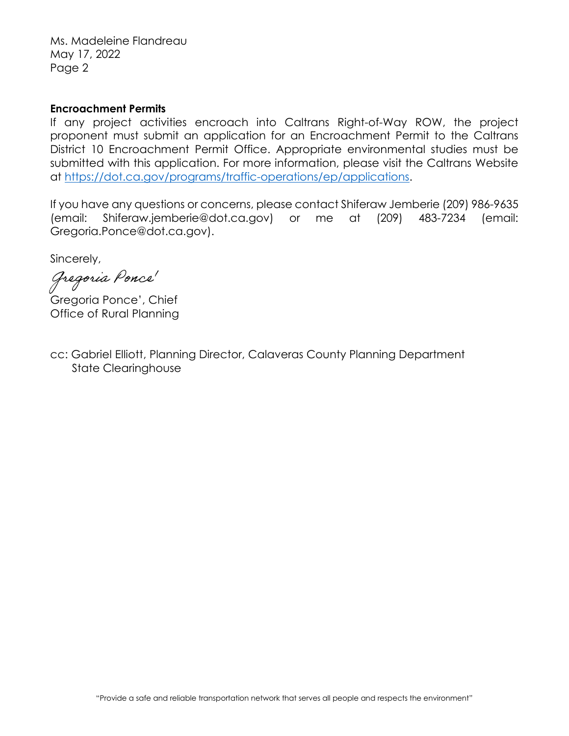Ms. Madeleine Flandreau
May 17, 2022
Page 2

**Encroachment Permits**

If any project activities encroach into Caltrans Right-of-Way ROW, the project proponent must submit an application for an Encroachment Permit to the Caltrans District 10 Encroachment Permit Office. Appropriate environmental studies must be submitted with this application. For more information, please visit the Caltrans Website at https://dot.ca.gov/programs/traffic-operations/ep/applications.

If you have any questions or concerns, please contact Shiferaw Jemberie (209) 986-9635 (email: Shiferaw.jemberie@dot.ca.gov) or me at (209) 483-7234 (email: Gregoria.Ponce@dot.ca.gov).

Sincerely,

*Gregoria Ponce'*

Gregoria Ponce', Chief
Office of Rural Planning

cc: Gabriel Elliott, Planning Director, Calaveras County Planning Department
State Clearinghouse

"Provide a safe and reliable transportation network that serves all people and respects the environment"